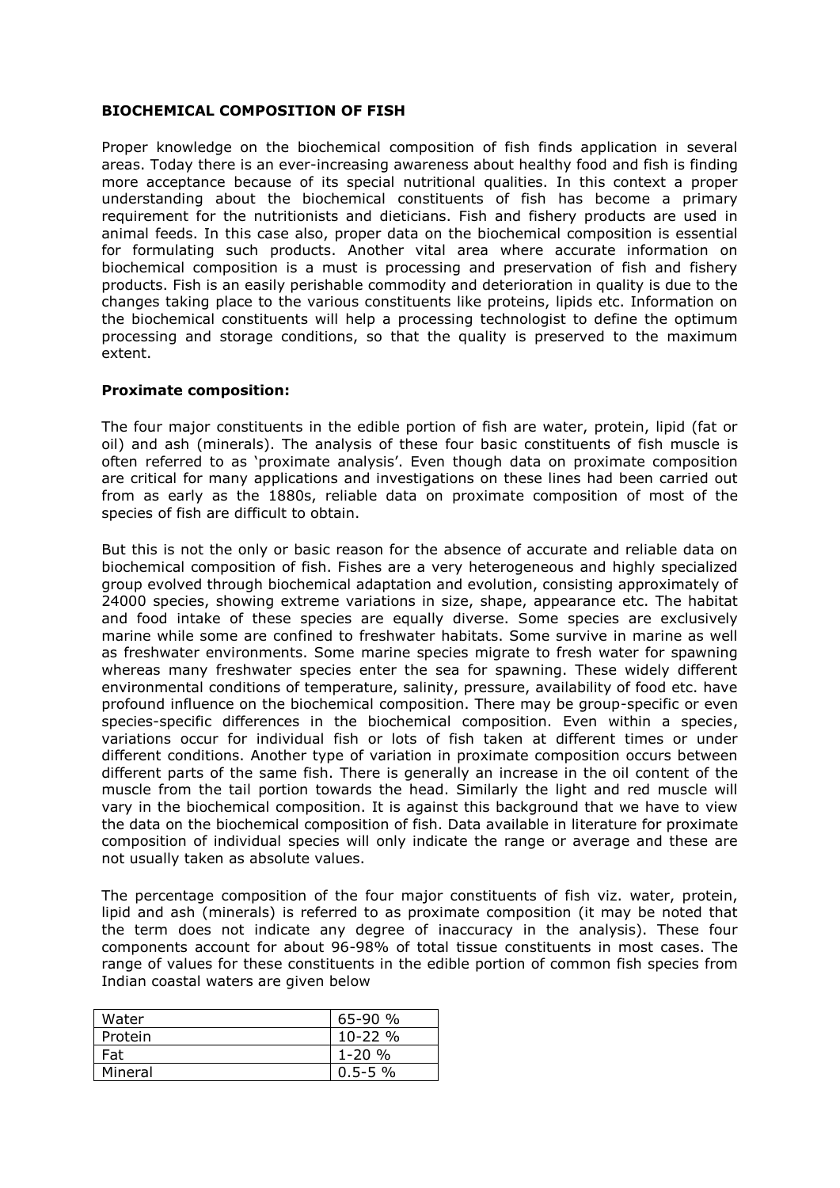**BIOCHEMICAL COMPOSITION OF FISH**

Proper knowledge on the biochemical composition of fish finds application in several areas. Today there is an ever-increasing awareness about healthy food and fish is finding more acceptance because of its special nutritional qualities. In this context a proper understanding about the biochemical constituents of fish has become a primary requirement for the nutritionists and dieticians. Fish and fishery products are used in animal feeds. In this case also, proper data on the biochemical composition is essential for formulating such products. Another vital area where accurate information on biochemical composition is a must is processing and preservation of fish and fishery products. Fish is an easily perishable commodity and deterioration in quality is due to the changes taking place to the various constituents like proteins, lipids etc. Information on the biochemical constituents will help a processing technologist to define the optimum processing and storage conditions, so that the quality is preserved to the maximum extent.

**Proximate composition:**

The four major constituents in the edible portion of fish are water, protein, lipid (fat or oil) and ash (minerals). The analysis of these four basic constituents of fish muscle is often referred to as 'proximate analysis'. Even though data on proximate composition are critical for many applications and investigations on these lines had been carried out from as early as the 1880s, reliable data on proximate composition of most of the species of fish are difficult to obtain.

But this is not the only or basic reason for the absence of accurate and reliable data on biochemical composition of fish. Fishes are a very heterogeneous and highly specialized group evolved through biochemical adaptation and evolution, consisting approximately of 24000 species, showing extreme variations in size, shape, appearance etc. The habitat and food intake of these species are equally diverse. Some species are exclusively marine while some are confined to freshwater habitats. Some survive in marine as well as freshwater environments. Some marine species migrate to fresh water for spawning whereas many freshwater species enter the sea for spawning. These widely different environmental conditions of temperature, salinity, pressure, availability of food etc. have profound influence on the biochemical composition. There may be group-specific or even species-specific differences in the biochemical composition. Even within a species, variations occur for individual fish or lots of fish taken at different times or under different conditions. Another type of variation in proximate composition occurs between different parts of the same fish. There is generally an increase in the oil content of the muscle from the tail portion towards the head. Similarly the light and red muscle will vary in the biochemical composition. It is against this background that we have to view the data on the biochemical composition of fish. Data available in literature for proximate composition of individual species will only indicate the range or average and these are not usually taken as absolute values.

The percentage composition of the four major constituents of fish viz. water, protein, lipid and ash (minerals) is referred to as proximate composition (it may be noted that the term does not indicate any degree of inaccuracy in the analysis). These four components account for about 96-98% of total tissue constituents in most cases. The range of values for these constituents in the edible portion of common fish species from Indian coastal waters are given below

| | |
|---|---|
| Water | 65-90 % |
| Protein | 10-22 % |
| Fat | 1-20 % |
| Mineral | 0.5-5 % |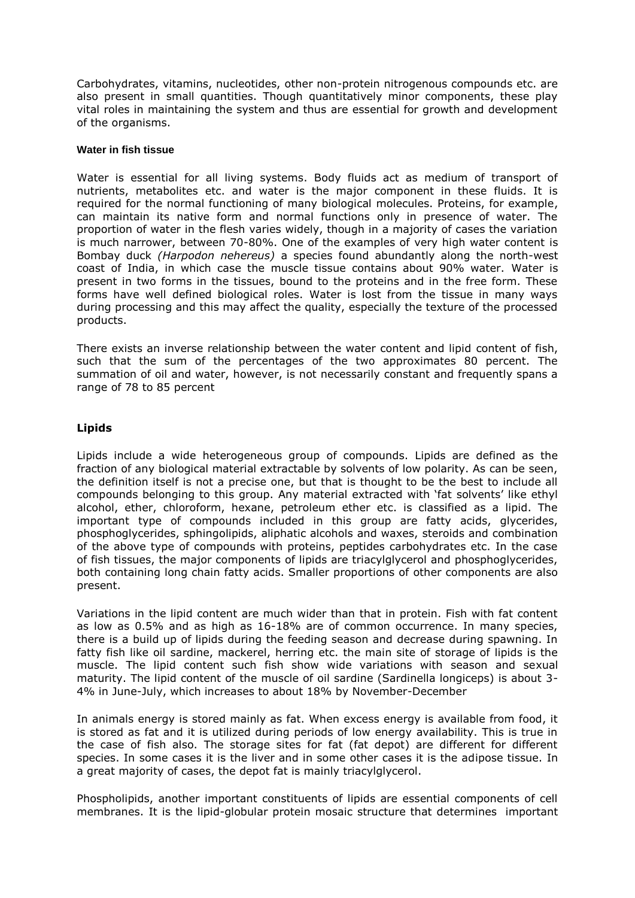Carbohydrates, vitamins, nucleotides, other non-protein nitrogenous compounds etc. are also present in small quantities. Though quantitatively minor components, these play vital roles in maintaining the system and thus are essential for growth and development of the organisms.

#### Water in fish tissue

Water is essential for all living systems. Body fluids act as medium of transport of nutrients, metabolites etc. and water is the major component in these fluids. It is required for the normal functioning of many biological molecules. Proteins, for example, can maintain its native form and normal functions only in presence of water. The proportion of water in the flesh varies widely, though in a majority of cases the variation is much narrower, between 70-80%. One of the examples of very high water content is Bombay duck *(Harpodon nehereus)* a species found abundantly along the north-west coast of India, in which case the muscle tissue contains about 90% water. Water is present in two forms in the tissues, bound to the proteins and in the free form. These forms have well defined biological roles. Water is lost from the tissue in many ways during processing and this may affect the quality, especially the texture of the processed products.

There exists an inverse relationship between the water content and lipid content of fish, such that the sum of the percentages of the two approximates 80 percent. The summation of oil and water, however, is not necessarily constant and frequently spans a range of 78 to 85 percent

### Lipids

Lipids include a wide heterogeneous group of compounds. Lipids are defined as the fraction of any biological material extractable by solvents of low polarity. As can be seen, the definition itself is not a precise one, but that is thought to be the best to include all compounds belonging to this group. Any material extracted with 'fat solvents' like ethyl alcohol, ether, chloroform, hexane, petroleum ether etc. is classified as a lipid. The important type of compounds included in this group are fatty acids, glycerides, phosphoglycerides, sphingolipids, aliphatic alcohols and waxes, steroids and combination of the above type of compounds with proteins, peptides carbohydrates etc. In the case of fish tissues, the major components of lipids are triacylglycerol and phosphoglycerides, both containing long chain fatty acids. Smaller proportions of other components are also present.

Variations in the lipid content are much wider than that in protein. Fish with fat content as low as 0.5% and as high as 16-18% are of common occurrence. In many species, there is a build up of lipids during the feeding season and decrease during spawning. In fatty fish like oil sardine, mackerel, herring etc. the main site of storage of lipids is the muscle. The lipid content such fish show wide variations with season and sexual maturity. The lipid content of the muscle of oil sardine (Sardinella longiceps) is about 3-4% in June-July, which increases to about 18% by November-December

In animals energy is stored mainly as fat. When excess energy is available from food, it is stored as fat and it is utilized during periods of low energy availability. This is true in the case of fish also. The storage sites for fat (fat depot) are different for different species. In some cases it is the liver and in some other cases it is the adipose tissue. In a great majority of cases, the depot fat is mainly triacylglycerol.

Phospholipids, another important constituents of lipids are essential components of cell membranes. It is the lipid-globular protein mosaic structure that determines important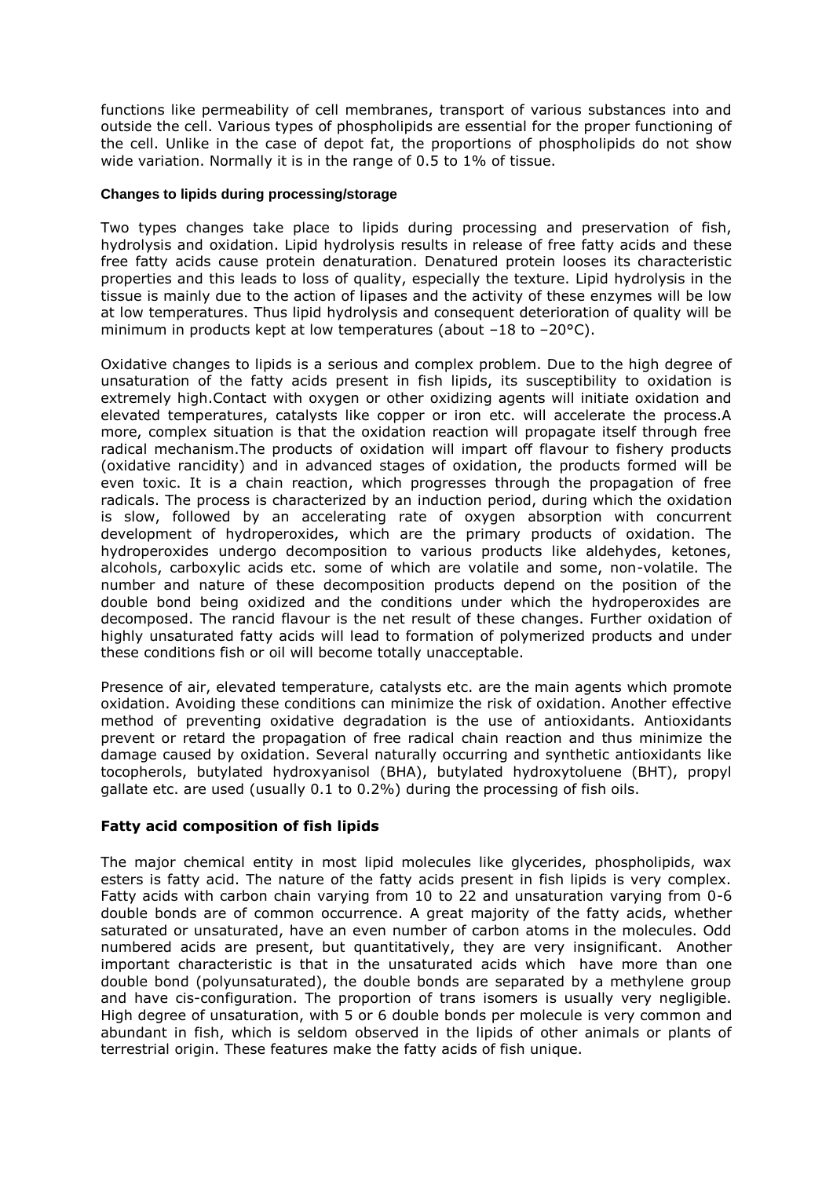functions like permeability of cell membranes, transport of various substances into and outside the cell. Various types of phospholipids are essential for the proper functioning of the cell. Unlike in the case of depot fat, the proportions of phospholipids do not show wide variation. Normally it is in the range of 0.5 to 1% of tissue.

### Changes to lipids during processing/storage

Two types changes take place to lipids during processing and preservation of fish, hydrolysis and oxidation. Lipid hydrolysis results in release of free fatty acids and these free fatty acids cause protein denaturation. Denatured protein looses its characteristic properties and this leads to loss of quality, especially the texture. Lipid hydrolysis in the tissue is mainly due to the action of lipases and the activity of these enzymes will be low at low temperatures. Thus lipid hydrolysis and consequent deterioration of quality will be minimum in products kept at low temperatures (about –18 to –20°C).

Oxidative changes to lipids is a serious and complex problem. Due to the high degree of unsaturation of the fatty acids present in fish lipids, its susceptibility to oxidation is extremely high.Contact with oxygen or other oxidizing agents will initiate oxidation and elevated temperatures, catalysts like copper or iron etc. will accelerate the process.A more, complex situation is that the oxidation reaction will propagate itself through free radical mechanism.The products of oxidation will impart off flavour to fishery products (oxidative rancidity) and in advanced stages of oxidation, the products formed will be even toxic. It is a chain reaction, which progresses through the propagation of free radicals. The process is characterized by an induction period, during which the oxidation is slow, followed by an accelerating rate of oxygen absorption with concurrent development of hydroperoxides, which are the primary products of oxidation. The hydroperoxides undergo decomposition to various products like aldehydes, ketones, alcohols, carboxylic acids etc. some of which are volatile and some, non-volatile. The number and nature of these decomposition products depend on the position of the double bond being oxidized and the conditions under which the hydroperoxides are decomposed. The rancid flavour is the net result of these changes. Further oxidation of highly unsaturated fatty acids will lead to formation of polymerized products and under these conditions fish or oil will become totally unacceptable.

Presence of air, elevated temperature, catalysts etc. are the main agents which promote oxidation. Avoiding these conditions can minimize the risk of oxidation. Another effective method of preventing oxidative degradation is the use of antioxidants. Antioxidants prevent or retard the propagation of free radical chain reaction and thus minimize the damage caused by oxidation. Several naturally occurring and synthetic antioxidants like tocopherols, butylated hydroxyanisol (BHA), butylated hydroxytoluene (BHT), propyl gallate etc. are used (usually 0.1 to 0.2%) during the processing of fish oils.

## Fatty acid composition of fish lipids

The major chemical entity in most lipid molecules like glycerides, phospholipids, wax esters is fatty acid. The nature of the fatty acids present in fish lipids is very complex. Fatty acids with carbon chain varying from 10 to 22 and unsaturation varying from 0-6 double bonds are of common occurrence. A great majority of the fatty acids, whether saturated or unsaturated, have an even number of carbon atoms in the molecules. Odd numbered acids are present, but quantitatively, they are very insignificant. Another important characteristic is that in the unsaturated acids which have more than one double bond (polyunsaturated), the double bonds are separated by a methylene group and have cis-configuration. The proportion of trans isomers is usually very negligible. High degree of unsaturation, with 5 or 6 double bonds per molecule is very common and abundant in fish, which is seldom observed in the lipids of other animals or plants of terrestrial origin. These features make the fatty acids of fish unique.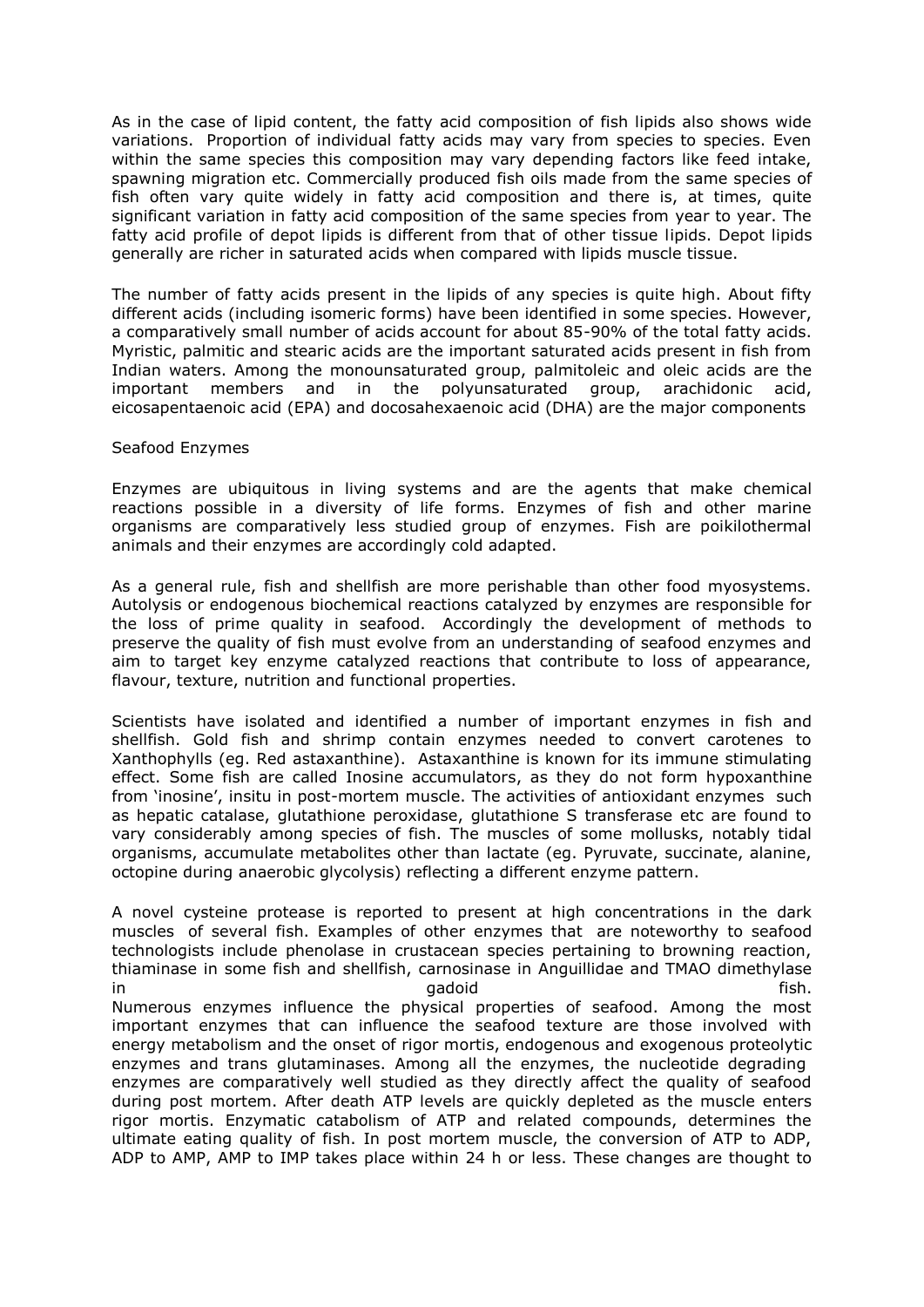As in the case of lipid content, the fatty acid composition of fish lipids also shows wide variations. Proportion of individual fatty acids may vary from species to species. Even within the same species this composition may vary depending factors like feed intake, spawning migration etc. Commercially produced fish oils made from the same species of fish often vary quite widely in fatty acid composition and there is, at times, quite significant variation in fatty acid composition of the same species from year to year. The fatty acid profile of depot lipids is different from that of other tissue lipids. Depot lipids generally are richer in saturated acids when compared with lipids muscle tissue.

The number of fatty acids present in the lipids of any species is quite high. About fifty different acids (including isomeric forms) have been identified in some species. However, a comparatively small number of acids account for about 85-90% of the total fatty acids. Myristic, palmitic and stearic acids are the important saturated acids present in fish from Indian waters. Among the monounsaturated group, palmitoleic and oleic acids are the important members and in the polyunsaturated group, arachidonic acid, eicosapentaenoic acid (EPA) and docosahexaenoic acid (DHA) are the major components

## Seafood Enzymes

Enzymes are ubiquitous in living systems and are the agents that make chemical reactions possible in a diversity of life forms. Enzymes of fish and other marine organisms are comparatively less studied group of enzymes. Fish are poikilothermal animals and their enzymes are accordingly cold adapted.

As a general rule, fish and shellfish are more perishable than other food myosystems. Autolysis or endogenous biochemical reactions catalyzed by enzymes are responsible for the loss of prime quality in seafood. Accordingly the development of methods to preserve the quality of fish must evolve from an understanding of seafood enzymes and aim to target key enzyme catalyzed reactions that contribute to loss of appearance, flavour, texture, nutrition and functional properties.

Scientists have isolated and identified a number of important enzymes in fish and shellfish. Gold fish and shrimp contain enzymes needed to convert carotenes to Xanthophylls (eg. Red astaxanthine). Astaxanthine is known for its immune stimulating effect. Some fish are called Inosine accumulators, as they do not form hypoxanthine from 'inosine', insitu in post-mortem muscle. The activities of antioxidant enzymes such as hepatic catalase, glutathione peroxidase, glutathione S transferase etc are found to vary considerably among species of fish. The muscles of some mollusks, notably tidal organisms, accumulate metabolites other than lactate (eg. Pyruvate, succinate, alanine, octopine during anaerobic glycolysis) reflecting a different enzyme pattern.

A novel cysteine protease is reported to present at high concentrations in the dark muscles of several fish. Examples of other enzymes that are noteworthy to seafood technologists include phenolase in crustacean species pertaining to browning reaction, thiaminase in some fish and shellfish, carnosinase in Anguillidae and TMAO dimethylase in gadoid fish.

Numerous enzymes influence the physical properties of seafood. Among the most important enzymes that can influence the seafood texture are those involved with energy metabolism and the onset of rigor mortis, endogenous and exogenous proteolytic enzymes and trans glutaminases. Among all the enzymes, the nucleotide degrading enzymes are comparatively well studied as they directly affect the quality of seafood during post mortem. After death ATP levels are quickly depleted as the muscle enters rigor mortis. Enzymatic catabolism of ATP and related compounds, determines the ultimate eating quality of fish. In post mortem muscle, the conversion of ATP to ADP, ADP to AMP, AMP to IMP takes place within 24 h or less. These changes are thought to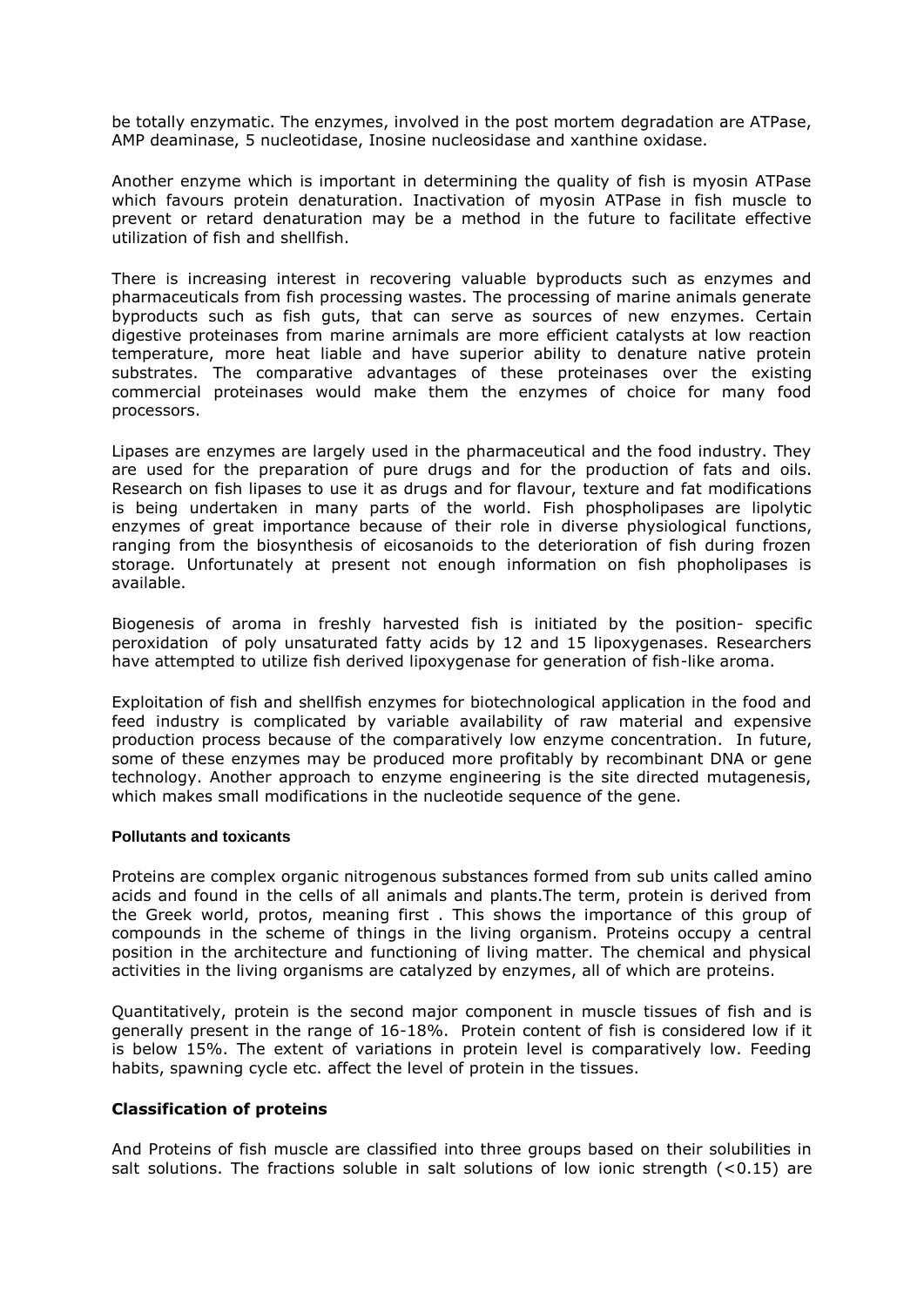be totally enzymatic. The enzymes, involved in the post mortem degradation are ATPase, AMP deaminase, 5 nucleotidase, Inosine nucleosidase and xanthine oxidase.

Another enzyme which is important in determining the quality of fish is myosin ATPase which favours protein denaturation. Inactivation of myosin ATPase in fish muscle to prevent or retard denaturation may be a method in the future to facilitate effective utilization of fish and shellfish.

There is increasing interest in recovering valuable byproducts such as enzymes and pharmaceuticals from fish processing wastes. The processing of marine animals generate byproducts such as fish guts, that can serve as sources of new enzymes. Certain digestive proteinases from marine arnimals are more efficient catalysts at low reaction temperature, more heat liable and have superior ability to denature native protein substrates. The comparative advantages of these proteinases over the existing commercial proteinases would make them the enzymes of choice for many food processors.

Lipases are enzymes are largely used in the pharmaceutical and the food industry. They are used for the preparation of pure drugs and for the production of fats and oils. Research on fish lipases to use it as drugs and for flavour, texture and fat modifications is being undertaken in many parts of the world. Fish phospholipases are lipolytic enzymes of great importance because of their role in diverse physiological functions, ranging from the biosynthesis of eicosanoids to the deterioration of fish during frozen storage. Unfortunately at present not enough information on fish phopholipases is available.

Biogenesis of aroma in freshly harvested fish is initiated by the position- specific peroxidation of poly unsaturated fatty acids by 12 and 15 lipoxygenases. Researchers have attempted to utilize fish derived lipoxygenase for generation of fish-like aroma.

Exploitation of fish and shellfish enzymes for biotechnological application in the food and feed industry is complicated by variable availability of raw material and expensive production process because of the comparatively low enzyme concentration. In future, some of these enzymes may be produced more profitably by recombinant DNA or gene technology. Another approach to enzyme engineering is the site directed mutagenesis, which makes small modifications in the nucleotide sequence of the gene.

#### Pollutants and toxicants

Proteins are complex organic nitrogenous substances formed from sub units called amino acids and found in the cells of all animals and plants.The term, protein is derived from the Greek world, protos, meaning first . This shows the importance of this group of compounds in the scheme of things in the living organism. Proteins occupy a central position in the architecture and functioning of living matter. The chemical and physical activities in the living organisms are catalyzed by enzymes, all of which are proteins.

Quantitatively, protein is the second major component in muscle tissues of fish and is generally present in the range of 16-18%. Protein content of fish is considered low if it is below 15%. The extent of variations in protein level is comparatively low. Feeding habits, spawning cycle etc. affect the level of protein in the tissues.

### Classification of proteins

And Proteins of fish muscle are classified into three groups based on their solubilities in salt solutions. The fractions soluble in salt solutions of low ionic strength ($<0.15$) are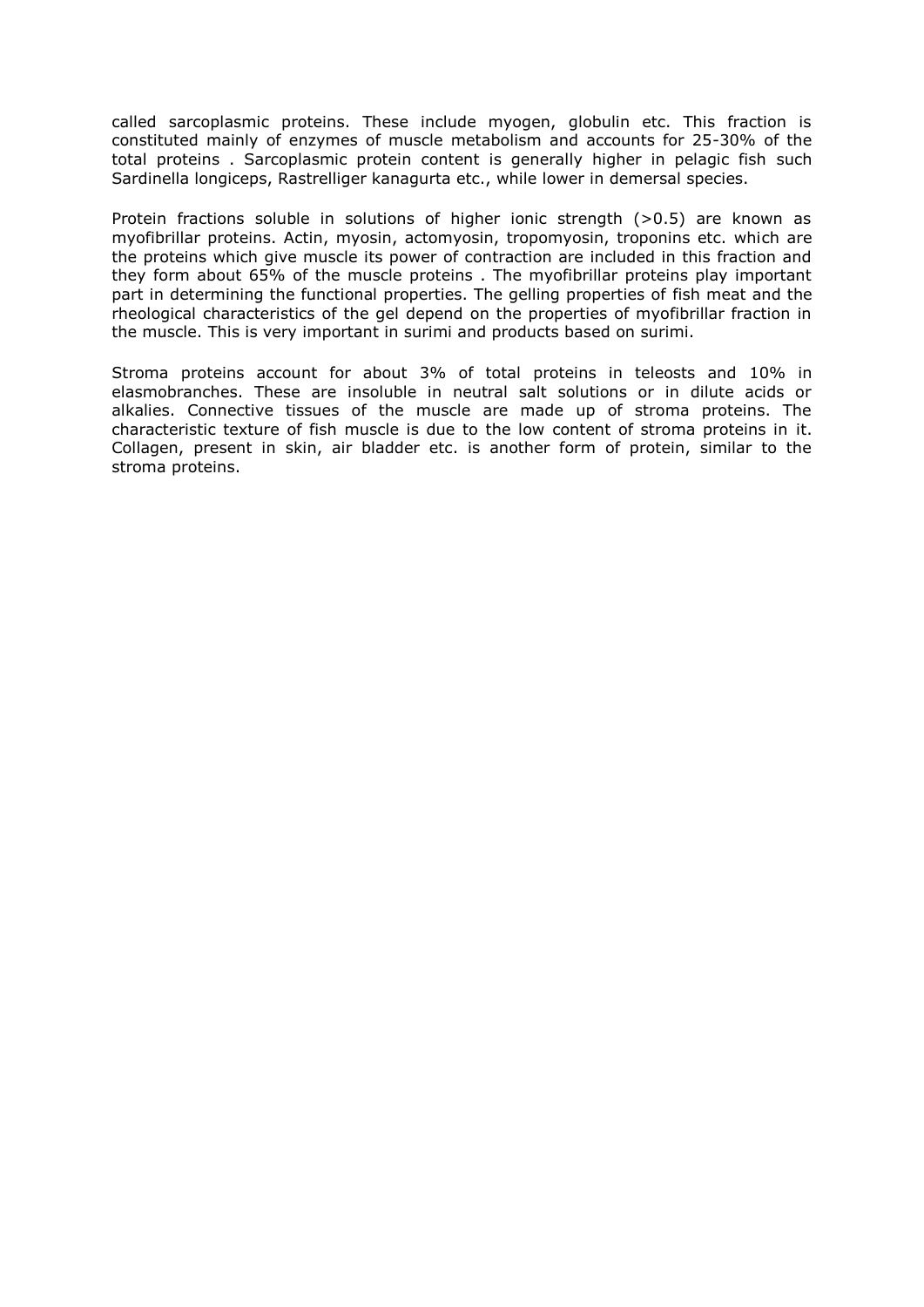called sarcoplasmic proteins. These include myogen, globulin etc. This fraction is constituted mainly of enzymes of muscle metabolism and accounts for 25-30% of the total proteins . Sarcoplasmic protein content is generally higher in pelagic fish such Sardinella longiceps, Rastrelliger kanagurta etc., while lower in demersal species.

Protein fractions soluble in solutions of higher ionic strength (>0.5) are known as myofibrillar proteins. Actin, myosin, actomyosin, tropomyosin, troponins etc. which are the proteins which give muscle its power of contraction are included in this fraction and they form about 65% of the muscle proteins . The myofibrillar proteins play important part in determining the functional properties. The gelling properties of fish meat and the rheological characteristics of the gel depend on the properties of myofibrillar fraction in the muscle. This is very important in surimi and products based on surimi.

Stroma proteins account for about 3% of total proteins in teleosts and 10% in elasmobranches. These are insoluble in neutral salt solutions or in dilute acids or alkalies. Connective tissues of the muscle are made up of stroma proteins. The characteristic texture of fish muscle is due to the low content of stroma proteins in it. Collagen, present in skin, air bladder etc. is another form of protein, similar to the stroma proteins.